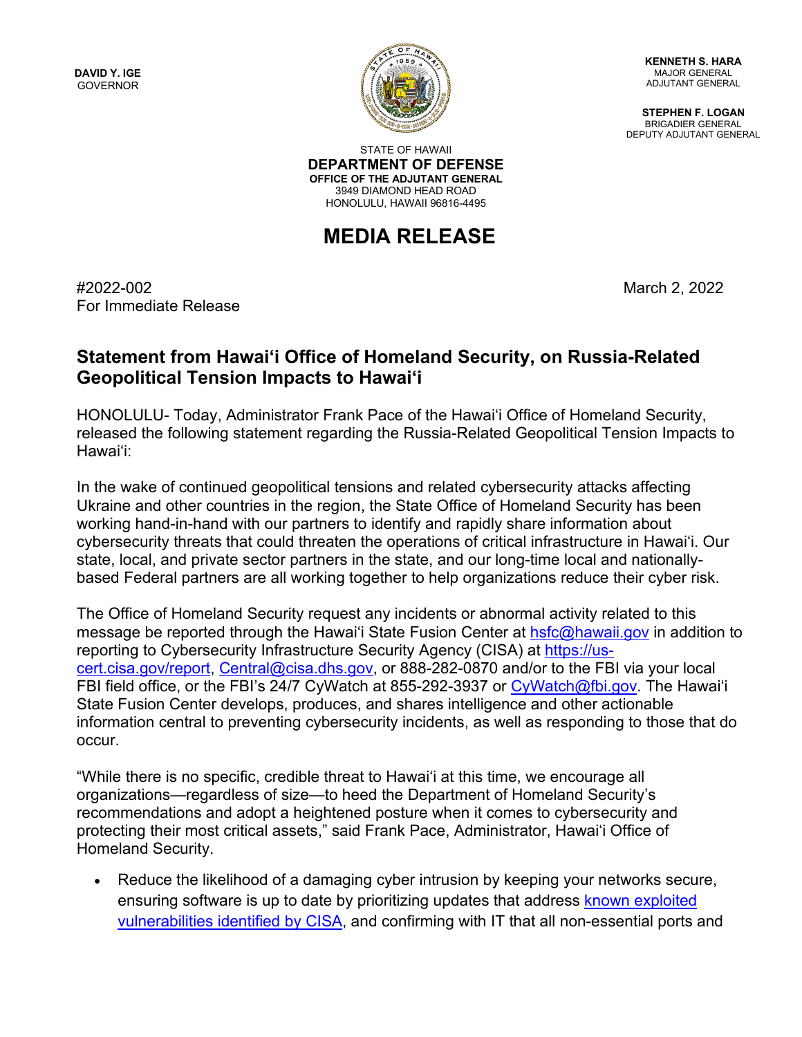DAVID Y. IGE
GOVERNOR

KENNETH S. HARA
MAJOR GENERAL
ADJUTANT GENERAL

STEPHEN F. LOGAN
BRIGADIER GENERAL
DEPUTY ADJUTANT GENERAL

STATE OF HAWAII
**DEPARTMENT OF DEFENSE**
**OFFICE OF THE ADJUTANT GENERAL**
3949 DIAMOND HEAD ROAD
HONOLULU, HAWAII 96816-4495

# MEDIA RELEASE

#2022-002
For Immediate Release

March 2, 2022

## Statement from Hawai'i Office of Homeland Security, on Russia-Related Geopolitical Tension Impacts to Hawai'i

HONOLULU- Today, Administrator Frank Pace of the Hawai'i Office of Homeland Security, released the following statement regarding the Russia-Related Geopolitical Tension Impacts to Hawai'i:

In the wake of continued geopolitical tensions and related cybersecurity attacks affecting Ukraine and other countries in the region, the State Office of Homeland Security has been working hand-in-hand with our partners to identify and rapidly share information about cybersecurity threats that could threaten the operations of critical infrastructure in Hawai'i. Our state, local, and private sector partners in the state, and our long-time local and nationally-based Federal partners are all working together to help organizations reduce their cyber risk.

The Office of Homeland Security request any incidents or abnormal activity related to this message be reported through the Hawai'i State Fusion Center at hsfc@hawaii.gov in addition to reporting to Cybersecurity Infrastructure Security Agency (CISA) at https://us-cert.cisa.gov/report, Central@cisa.dhs.gov, or 888-282-0870 and/or to the FBI via your local FBI field office, or the FBI's 24/7 CyWatch at 855-292-3937 or CyWatch@fbi.gov. The Hawai'i State Fusion Center develops, produces, and shares intelligence and other actionable information central to preventing cybersecurity incidents, as well as responding to those that do occur.

"While there is no specific, credible threat to Hawai'i at this time, we encourage all organizations—regardless of size—to heed the Department of Homeland Security's recommendations and adopt a heightened posture when it comes to cybersecurity and protecting their most critical assets," said Frank Pace, Administrator, Hawai'i Office of Homeland Security.

- Reduce the likelihood of a damaging cyber intrusion by keeping your networks secure, ensuring software is up to date by prioritizing updates that address known exploited vulnerabilities identified by CISA, and confirming with IT that all non-essential ports and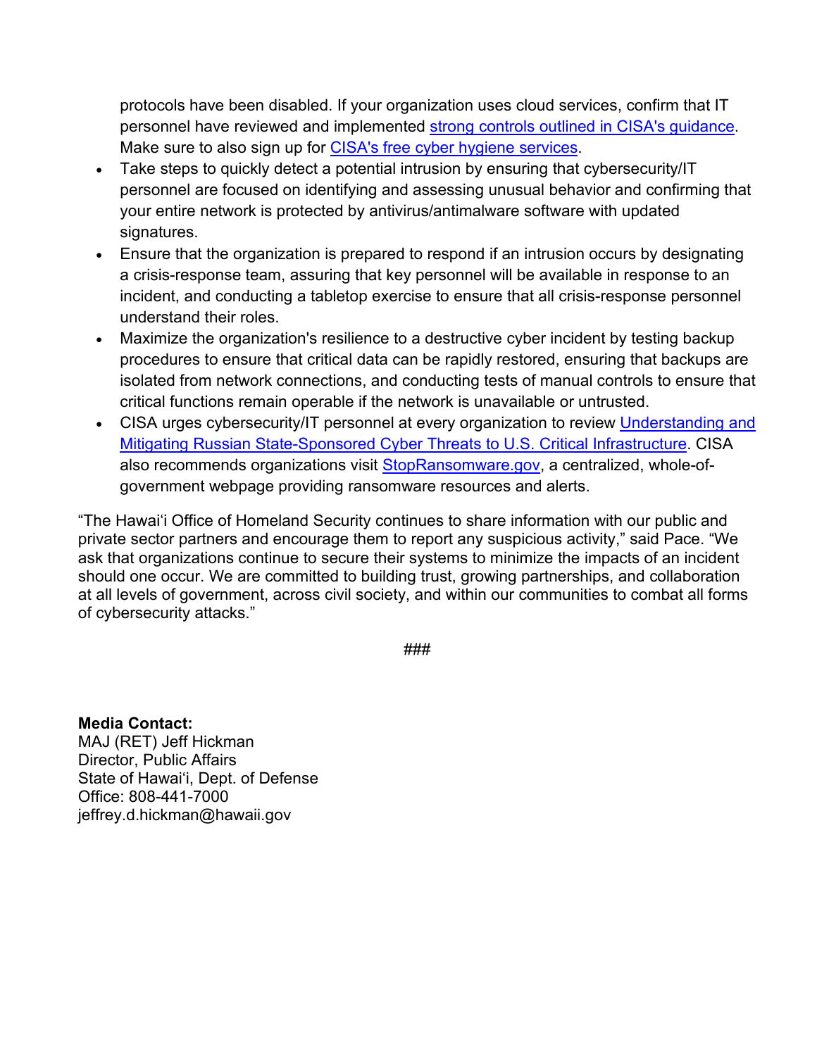protocols have been disabled. If your organization uses cloud services, confirm that IT personnel have reviewed and implemented strong controls outlined in CISA's guidance. Make sure to also sign up for CISA's free cyber hygiene services.

- Take steps to quickly detect a potential intrusion by ensuring that cybersecurity/IT personnel are focused on identifying and assessing unusual behavior and confirming that your entire network is protected by antivirus/antimalware software with updated signatures.
- Ensure that the organization is prepared to respond if an intrusion occurs by designating a crisis-response team, assuring that key personnel will be available in response to an incident, and conducting a tabletop exercise to ensure that all crisis-response personnel understand their roles.
- Maximize the organization's resilience to a destructive cyber incident by testing backup procedures to ensure that critical data can be rapidly restored, ensuring that backups are isolated from network connections, and conducting tests of manual controls to ensure that critical functions remain operable if the network is unavailable or untrusted.
- CISA urges cybersecurity/IT personnel at every organization to review Understanding and Mitigating Russian State-Sponsored Cyber Threats to U.S. Critical Infrastructure. CISA also recommends organizations visit StopRansomware.gov, a centralized, whole-of-government webpage providing ransomware resources and alerts.

"The Hawai'i Office of Homeland Security continues to share information with our public and private sector partners and encourage them to report any suspicious activity," said Pace. "We ask that organizations continue to secure their systems to minimize the impacts of an incident should one occur. We are committed to building trust, growing partnerships, and collaboration at all levels of government, across civil society, and within our communities to combat all forms of cybersecurity attacks."

###

**Media Contact:**
MAJ (RET) Jeff Hickman
Director, Public Affairs
State of Hawai'i, Dept. of Defense
Office: 808-441-7000
jeffrey.d.hickman@hawaii.gov